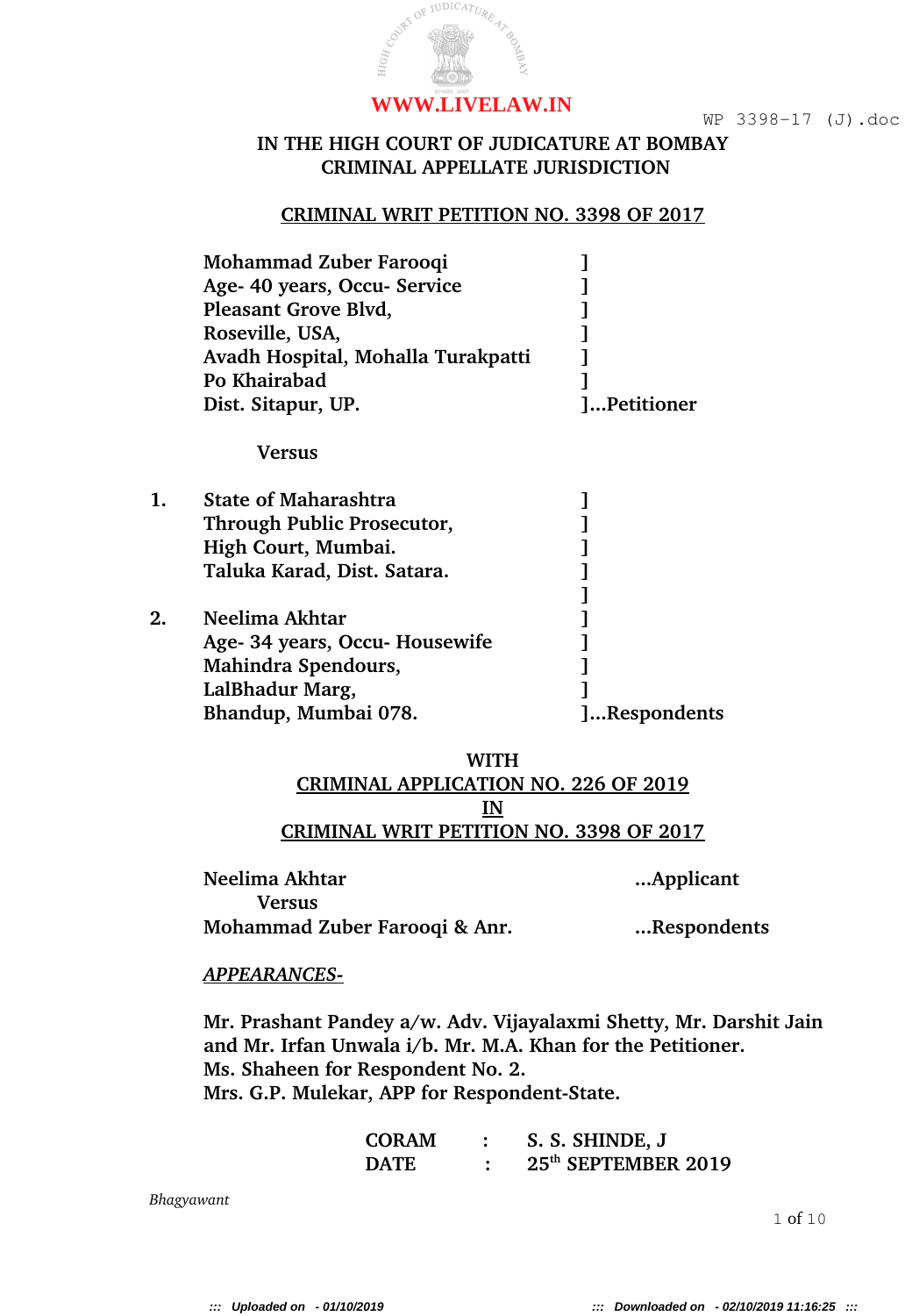# IN THE HIGH COURT OF JUDICATURE AT BOMBAY
## CRIMINAL APPELLATE JURISDICTION

### CRIMINAL WRIT PETITION NO. 3398 OF 2017

Mohammad Zuber Farooqi ]
Age- 40 years, Occu- Service ]
Pleasant Grove Blvd, ]
Roseville, USA, ]
Avadh Hospital, Mohalla Turakpatti ]
Po Khairabad ]
Dist. Sitapur, UP. ]...Petitioner

Versus

1. State of Maharashtra ]
Through Public Prosecutor, ]
High Court, Mumbai. ]
Taluka Karad, Dist. Satara. ]
]
2. Neelima Akhtar ]
Age- 34 years, Occu- Housewife ]
Mahindra Spendours, ]
LalBhadur Marg, ]
Bhandup, Mumbai 078. ]...Respondents

WITH
CRIMINAL APPLICATION NO. 226 OF 2019
IN
CRIMINAL WRIT PETITION NO. 3398 OF 2017

Neelima Akhtar ...Applicant
Versus
Mohammad Zuber Farooqi & Anr. ...Respondents

*APPEARANCES-*

Mr. Prashant Pandey a/w. Adv. Vijayalaxmi Shetty, Mr. Darshit Jain and Mr. Irfan Unwala i/b. Mr. M.A. Khan for the Petitioner.
Ms. Shaheen for Respondent No. 2.
Mrs. G.P. Mulekar, APP for Respondent-State.

CORAM : S. S. SHINDE, J
DATE : 25th SEPTEMBER 2019

Bhagyawant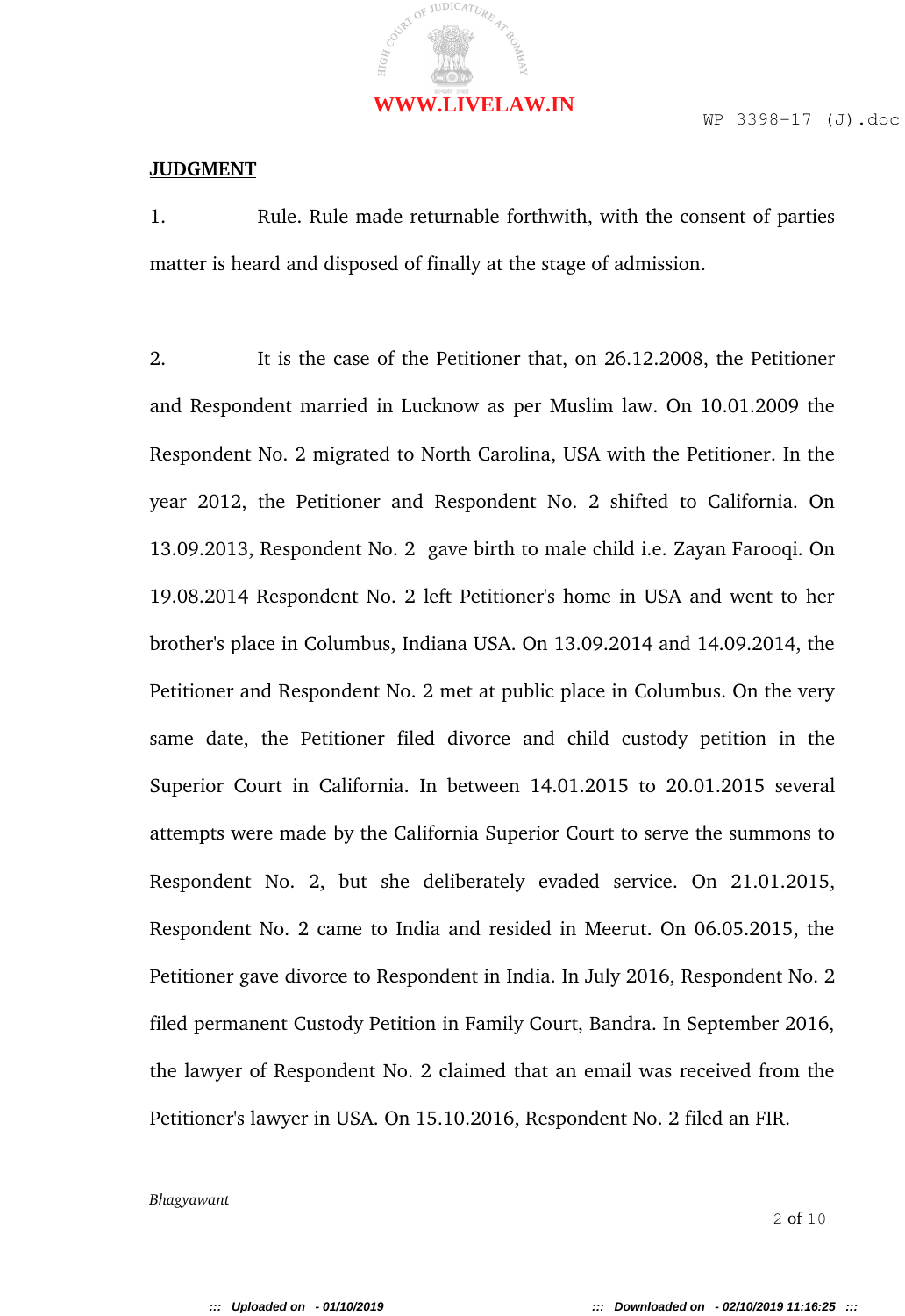**JUDGMENT**

1. Rule. Rule made returnable forthwith, with the consent of parties matter is heard and disposed of finally at the stage of admission.

2. It is the case of the Petitioner that, on 26.12.2008, the Petitioner and Respondent married in Lucknow as per Muslim law. On 10.01.2009 the Respondent No. 2 migrated to North Carolina, USA with the Petitioner. In the year 2012, the Petitioner and Respondent No. 2 shifted to California. On 13.09.2013, Respondent No. 2 gave birth to male child i.e. Zayan Farooqi. On 19.08.2014 Respondent No. 2 left Petitioner's home in USA and went to her brother's place in Columbus, Indiana USA. On 13.09.2014 and 14.09.2014, the Petitioner and Respondent No. 2 met at public place in Columbus. On the very same date, the Petitioner filed divorce and child custody petition in the Superior Court in California. In between 14.01.2015 to 20.01.2015 several attempts were made by the California Superior Court to serve the summons to Respondent No. 2, but she deliberately evaded service. On 21.01.2015, Respondent No. 2 came to India and resided in Meerut. On 06.05.2015, the Petitioner gave divorce to Respondent in India. In July 2016, Respondent No. 2 filed permanent Custody Petition in Family Court, Bandra. In September 2016, the lawyer of Respondent No. 2 claimed that an email was received from the Petitioner's lawyer in USA. On 15.10.2016, Respondent No. 2 filed an FIR.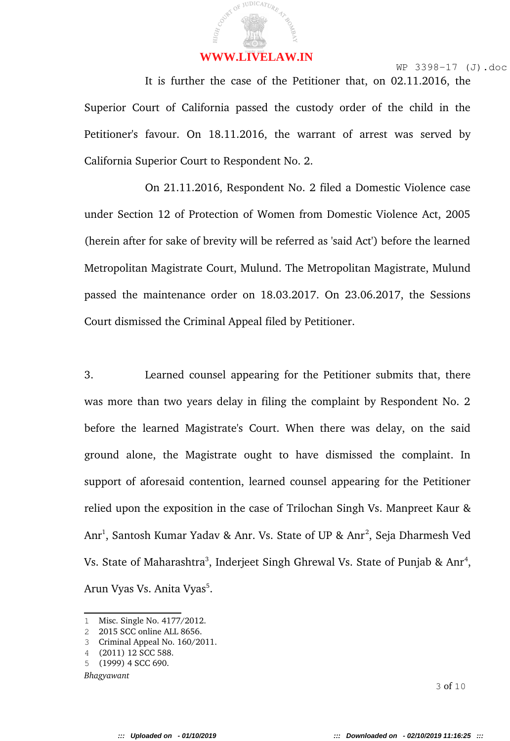It is further the case of the Petitioner that, on 02.11.2016, the Superior Court of California passed the custody order of the child in the Petitioner's favour. On 18.11.2016, the warrant of arrest was served by California Superior Court to Respondent No. 2.

On 21.11.2016, Respondent No. 2 filed a Domestic Violence case under Section 12 of Protection of Women from Domestic Violence Act, 2005 (herein after for sake of brevity will be referred as 'said Act') before the learned Metropolitan Magistrate Court, Mulund. The Metropolitan Magistrate, Mulund passed the maintenance order on 18.03.2017. On 23.06.2017, the Sessions Court dismissed the Criminal Appeal filed by Petitioner.

3. Learned counsel appearing for the Petitioner submits that, there was more than two years delay in filing the complaint by Respondent No. 2 before the learned Magistrate's Court. When there was delay, on the said ground alone, the Magistrate ought to have dismissed the complaint. In support of aforesaid contention, learned counsel appearing for the Petitioner relied upon the exposition in the case of Trilochan Singh Vs. Manpreet Kaur & Anr[1], Santosh Kumar Yadav & Anr. Vs. State of UP & Anr[2], Seja Dharmesh Ved Vs. State of Maharashtra[3], Inderjeet Singh Ghrewal Vs. State of Punjab & Anr[4], Arun Vyas Vs. Anita Vyas[5].

---

1 Misc. Single No. 4177/2012.
2 2015 SCC online ALL 8656.
3 Criminal Appeal No. 160/2011.
4 (2011) 12 SCC 588.
5 (1999) 4 SCC 690.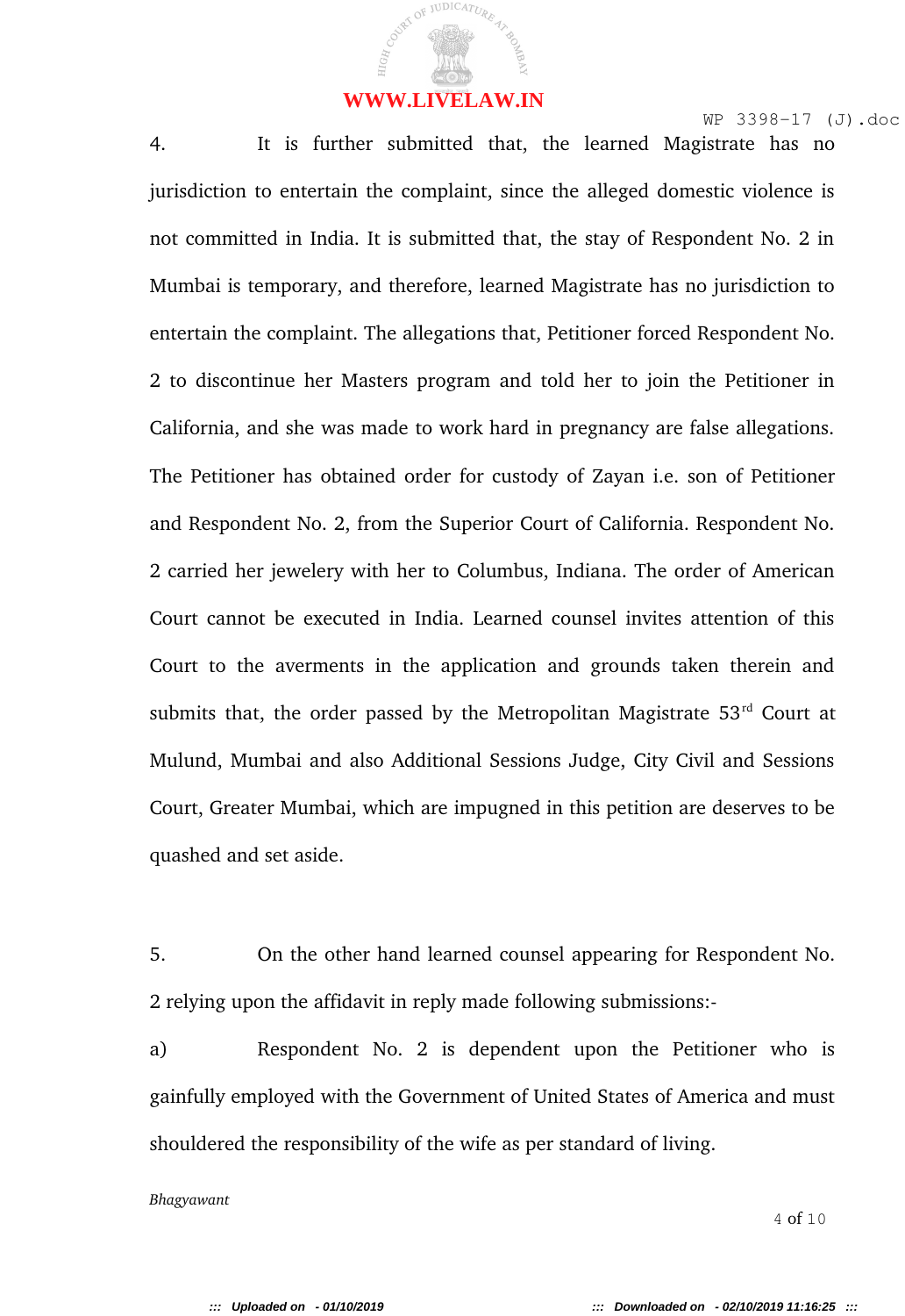4. It is further submitted that, the learned Magistrate has no jurisdiction to entertain the complaint, since the alleged domestic violence is not committed in India. It is submitted that, the stay of Respondent No. 2 in Mumbai is temporary, and therefore, learned Magistrate has no jurisdiction to entertain the complaint. The allegations that, Petitioner forced Respondent No. 2 to discontinue her Masters program and told her to join the Petitioner in California, and she was made to work hard in pregnancy are false allegations. The Petitioner has obtained order for custody of Zayan i.e. son of Petitioner and Respondent No. 2, from the Superior Court of California. Respondent No. 2 carried her jewelery with her to Columbus, Indiana. The order of American Court cannot be executed in India. Learned counsel invites attention of this Court to the averments in the application and grounds taken therein and submits that, the order passed by the Metropolitan Magistrate 53rd Court at Mulund, Mumbai and also Additional Sessions Judge, City Civil and Sessions Court, Greater Mumbai, which are impugned in this petition are deserves to be quashed and set aside.

5. On the other hand learned counsel appearing for Respondent No. 2 relying upon the affidavit in reply made following submissions:-

a) Respondent No. 2 is dependent upon the Petitioner who is gainfully employed with the Government of United States of America and must shouldered the responsibility of the wife as per standard of living.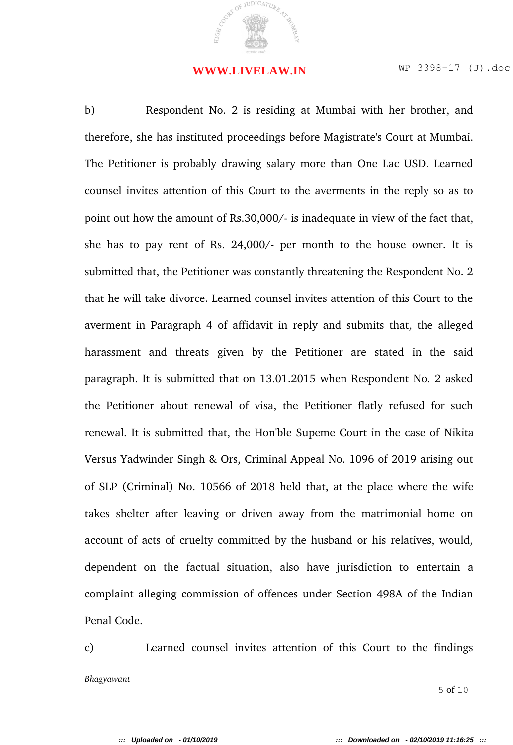b) Respondent No. 2 is residing at Mumbai with her brother, and therefore, she has instituted proceedings before Magistrate's Court at Mumbai. The Petitioner is probably drawing salary more than One Lac USD. Learned counsel invites attention of this Court to the averments in the reply so as to point out how the amount of Rs.30,000/- is inadequate in view of the fact that, she has to pay rent of Rs. 24,000/- per month to the house owner. It is submitted that, the Petitioner was constantly threatening the Respondent No. 2 that he will take divorce. Learned counsel invites attention of this Court to the averment in Paragraph 4 of affidavit in reply and submits that, the alleged harassment and threats given by the Petitioner are stated in the said paragraph. It is submitted that on 13.01.2015 when Respondent No. 2 asked the Petitioner about renewal of visa, the Petitioner flatly refused for such renewal. It is submitted that, the Hon'ble Supeme Court in the case of Nikita Versus Yadwinder Singh & Ors, Criminal Appeal No. 1096 of 2019 arising out of SLP (Criminal) No. 10566 of 2018 held that, at the place where the wife takes shelter after leaving or driven away from the matrimonial home on account of acts of cruelty committed by the husband or his relatives, would, dependent on the factual situation, also have jurisdiction to entertain a complaint alleging commission of offences under Section 498A of the Indian Penal Code.

c) Learned counsel invites attention of this Court to the findings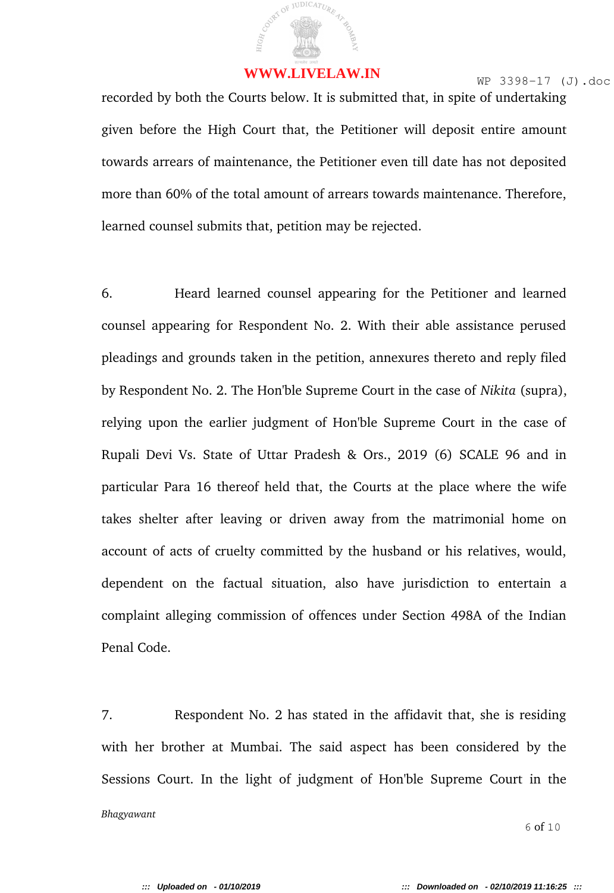recorded by both the Courts below. It is submitted that, in spite of undertaking given before the High Court that, the Petitioner will deposit entire amount towards arrears of maintenance, the Petitioner even till date has not deposited more than 60% of the total amount of arrears towards maintenance. Therefore, learned counsel submits that, petition may be rejected.

6. Heard learned counsel appearing for the Petitioner and learned counsel appearing for Respondent No. 2. With their able assistance perused pleadings and grounds taken in the petition, annexures thereto and reply filed by Respondent No. 2. The Hon'ble Supreme Court in the case of *Nikita* (supra), relying upon the earlier judgment of Hon'ble Supreme Court in the case of Rupali Devi Vs. State of Uttar Pradesh & Ors., 2019 (6) SCALE 96 and in particular Para 16 thereof held that, the Courts at the place where the wife takes shelter after leaving or driven away from the matrimonial home on account of acts of cruelty committed by the husband or his relatives, would, dependent on the factual situation, also have jurisdiction to entertain a complaint alleging commission of offences under Section 498A of the Indian Penal Code.

7. Respondent No. 2 has stated in the affidavit that, she is residing with her brother at Mumbai. The said aspect has been considered by the Sessions Court. In the light of judgment of Hon'ble Supreme Court in the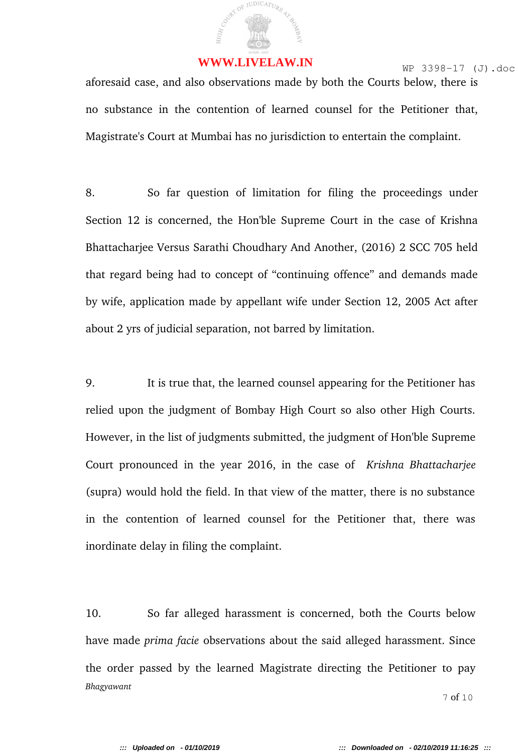aforesaid case, and also observations made by both the Courts below, there is no substance in the contention of learned counsel for the Petitioner that, Magistrate's Court at Mumbai has no jurisdiction to entertain the complaint.

8. So far question of limitation for filing the proceedings under Section 12 is concerned, the Hon'ble Supreme Court in the case of Krishna Bhattacharjee Versus Sarathi Choudhary And Another, (2016) 2 SCC 705 held that regard being had to concept of "continuing offence" and demands made by wife, application made by appellant wife under Section 12, 2005 Act after about 2 yrs of judicial separation, not barred by limitation.

9. It is true that, the learned counsel appearing for the Petitioner has relied upon the judgment of Bombay High Court so also other High Courts. However, in the list of judgments submitted, the judgment of Hon'ble Supreme Court pronounced in the year 2016, in the case of *Krishna Bhattacharjee* (supra) would hold the field. In that view of the matter, there is no substance in the contention of learned counsel for the Petitioner that, there was inordinate delay in filing the complaint.

10. So far alleged harassment is concerned, both the Courts below have made *prima facie* observations about the said alleged harassment. Since the order passed by the learned Magistrate directing the Petitioner to pay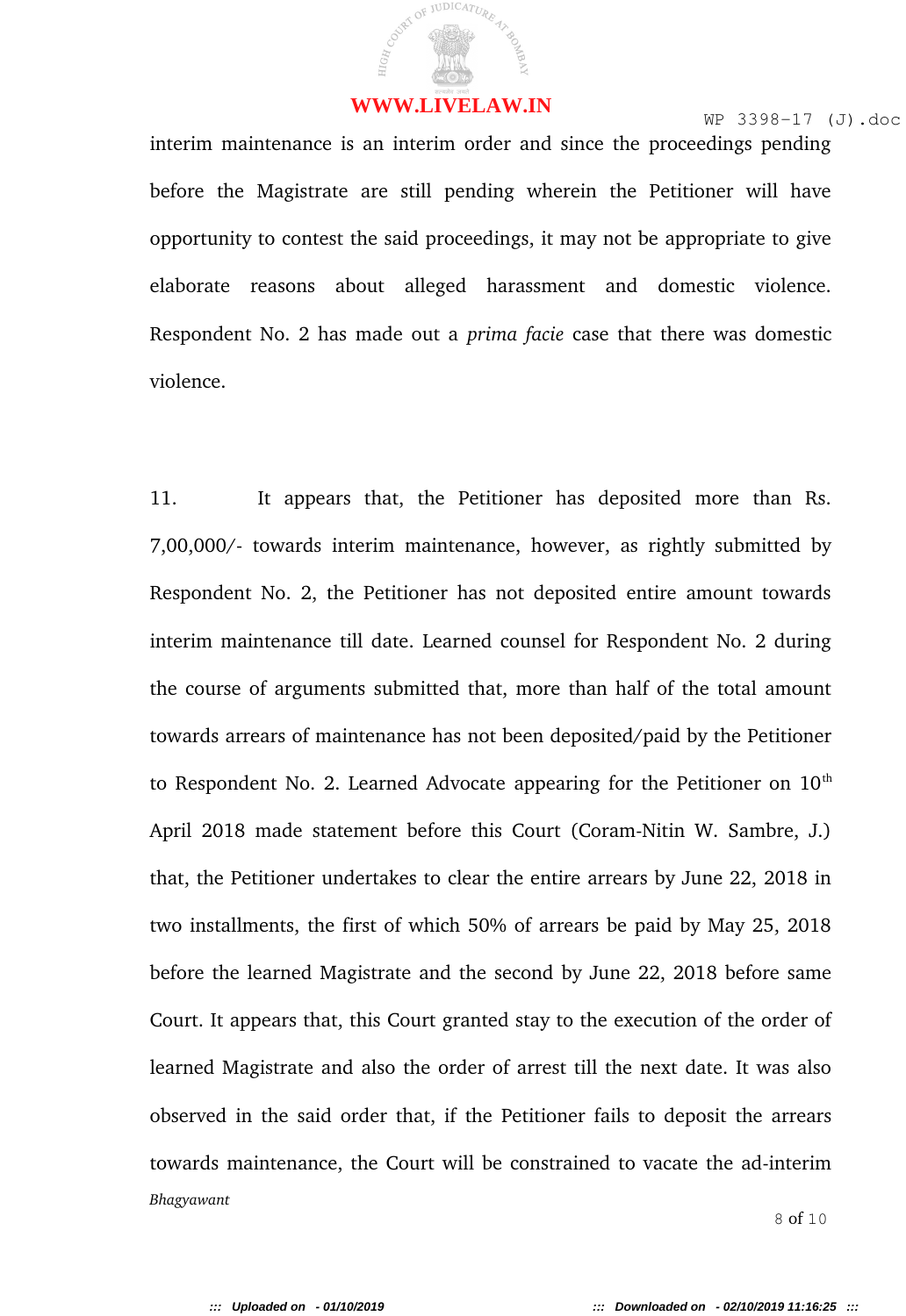interim maintenance is an interim order and since the proceedings pending before the Magistrate are still pending wherein the Petitioner will have opportunity to contest the said proceedings, it may not be appropriate to give elaborate reasons about alleged harassment and domestic violence. Respondent No. 2 has made out a *prima facie* case that there was domestic violence.

11. It appears that, the Petitioner has deposited more than Rs. 7,00,000/- towards interim maintenance, however, as rightly submitted by Respondent No. 2, the Petitioner has not deposited entire amount towards interim maintenance till date. Learned counsel for Respondent No. 2 during the course of arguments submitted that, more than half of the total amount towards arrears of maintenance has not been deposited/paid by the Petitioner to Respondent No. 2. Learned Advocate appearing for the Petitioner on 10th April 2018 made statement before this Court (Coram-Nitin W. Sambre, J.) that, the Petitioner undertakes to clear the entire arrears by June 22, 2018 in two installments, the first of which 50% of arrears be paid by May 25, 2018 before the learned Magistrate and the second by June 22, 2018 before same Court. It appears that, this Court granted stay to the execution of the order of learned Magistrate and also the order of arrest till the next date. It was also observed in the said order that, if the Petitioner fails to deposit the arrears towards maintenance, the Court will be constrained to vacate the ad-interim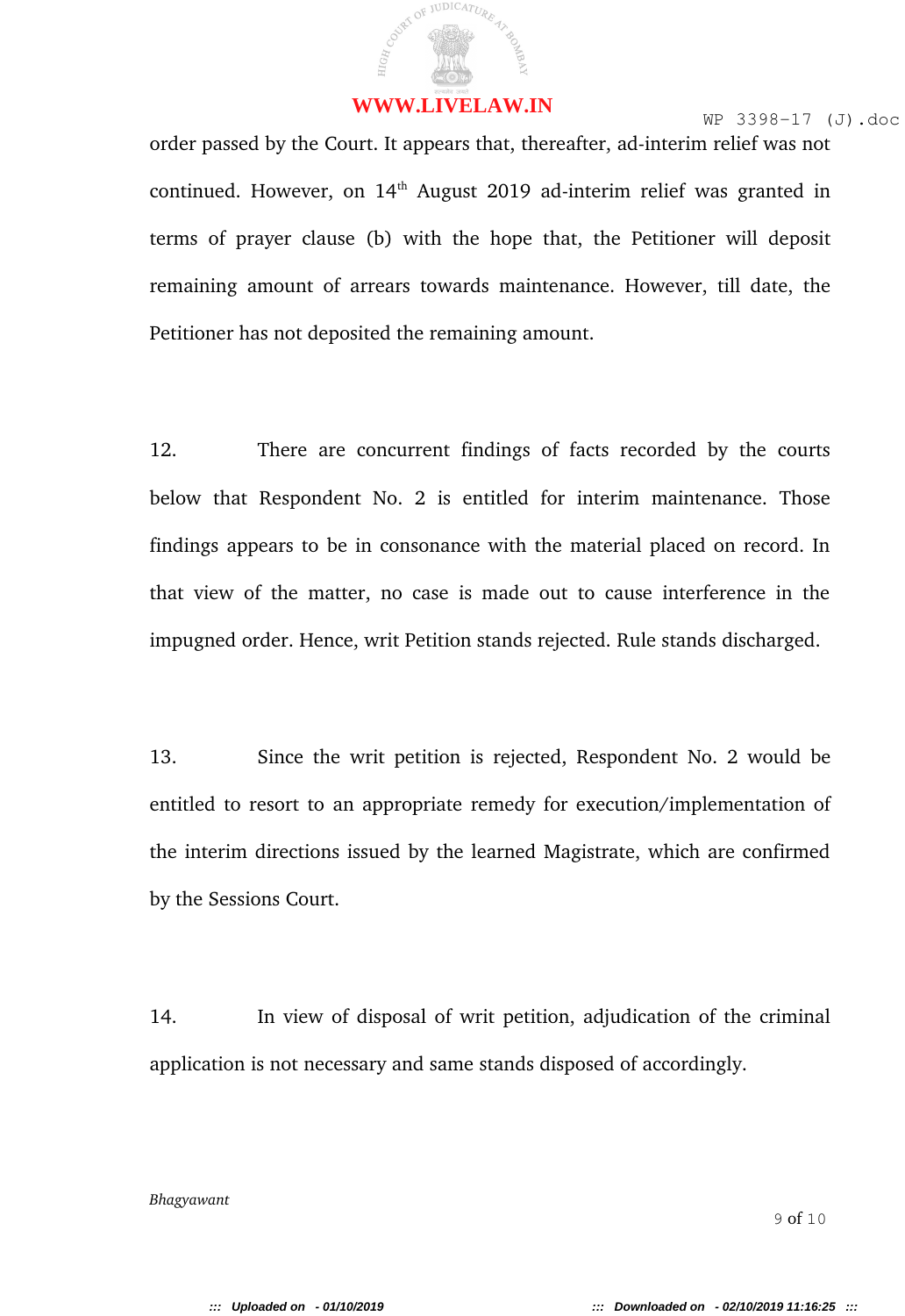order passed by the Court. It appears that, thereafter, ad-interim relief was not continued. However, on 14th August 2019 ad-interim relief was granted in terms of prayer clause (b) with the hope that, the Petitioner will deposit remaining amount of arrears towards maintenance. However, till date, the Petitioner has not deposited the remaining amount.

12. There are concurrent findings of facts recorded by the courts below that Respondent No. 2 is entitled for interim maintenance. Those findings appears to be in consonance with the material placed on record. In that view of the matter, no case is made out to cause interference in the impugned order. Hence, writ Petition stands rejected. Rule stands discharged.

13. Since the writ petition is rejected, Respondent No. 2 would be entitled to resort to an appropriate remedy for execution/implementation of the interim directions issued by the learned Magistrate, which are confirmed by the Sessions Court.

14. In view of disposal of writ petition, adjudication of the criminal application is not necessary and same stands disposed of accordingly.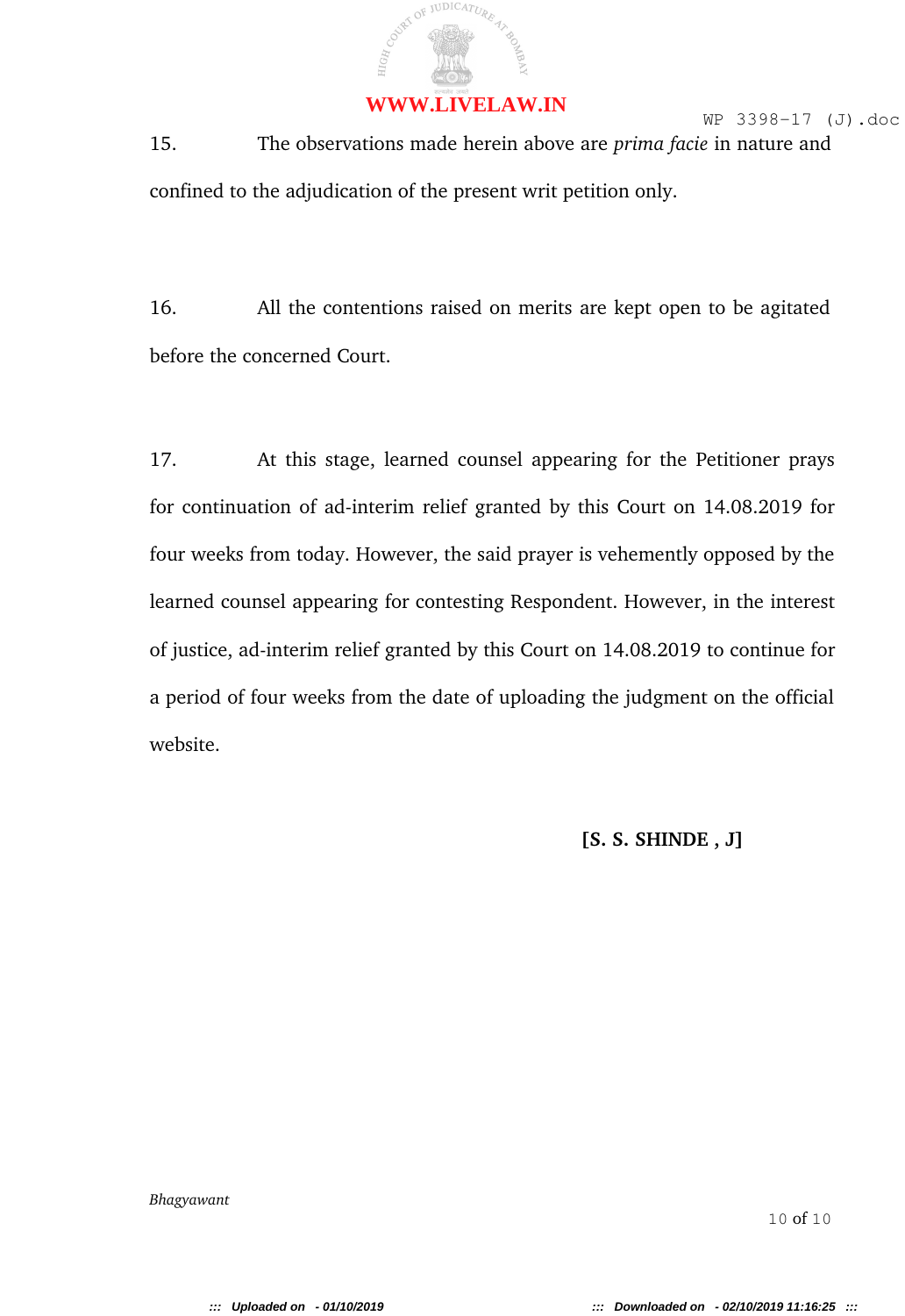15. The observations made herein above are *prima facie* in nature and confined to the adjudication of the present writ petition only.

16. All the contentions raised on merits are kept open to be agitated before the concerned Court.

17. At this stage, learned counsel appearing for the Petitioner prays for continuation of ad-interim relief granted by this Court on 14.08.2019 for four weeks from today. However, the said prayer is vehemently opposed by the learned counsel appearing for contesting Respondent. However, in the interest of justice, ad-interim relief granted by this Court on 14.08.2019 to continue for a period of four weeks from the date of uploading the judgment on the official website.

**[S. S. SHINDE , J]**

*Bhagyawant*